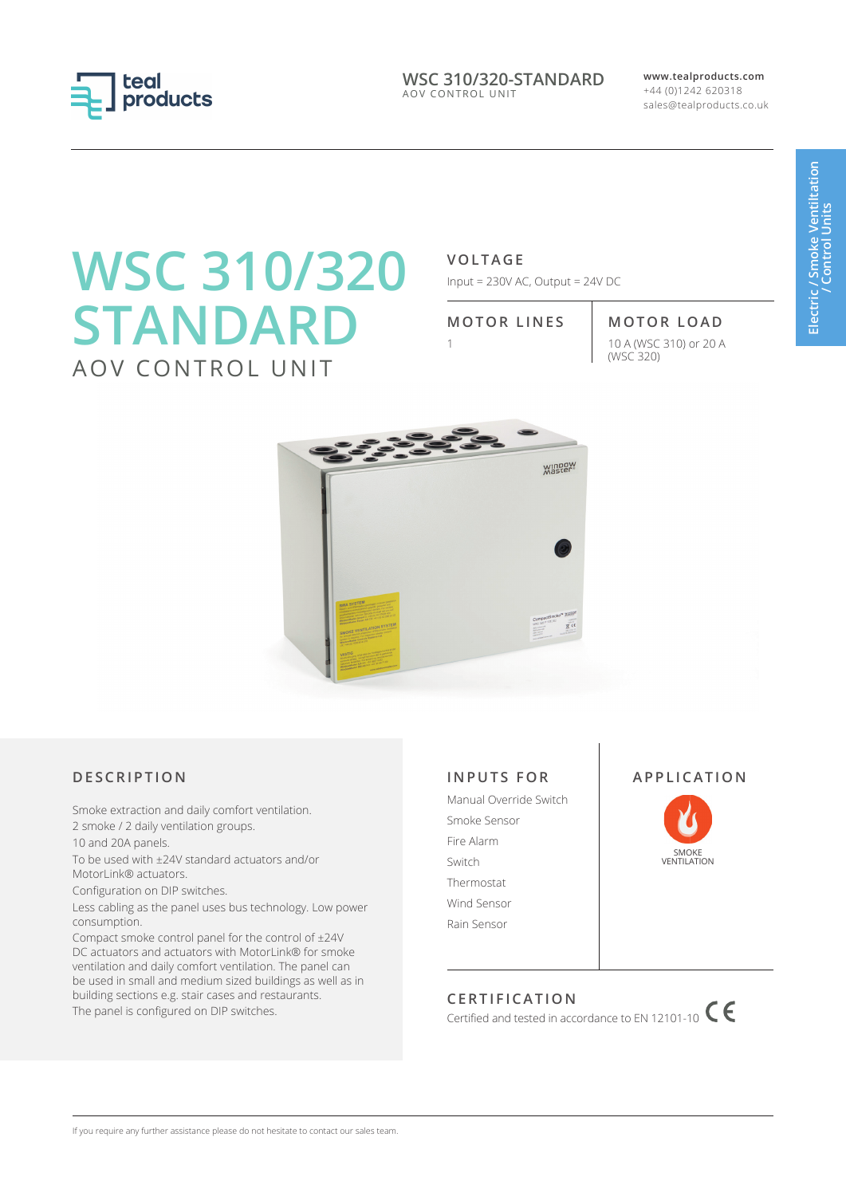# WSC 310/320 STANDARD

AOV CONTROL UNIT

### VOLTAGE

Input = 230V AC, Output = 24V DC

| MOTOR LINES | MOTOR LOAD |
| --- | --- |
| 1 | 10 A (WSC 310) or 20 A (WSC 320) |

## DESCRIPTION

Smoke extraction and daily comfort ventilation.

2 smoke / 2 daily ventilation groups.

10 and 20A panels.

To be used with ±24V standard actuators and/or MotorLink® actuators.

Configuration on DIP switches.

Less cabling as the panel uses bus technology. Low power consumption.

Compact smoke control panel for the control of ±24V DC actuators and actuators with MotorLink® for smoke ventilation and daily comfort ventilation. The panel can be used in small and medium sized buildings as well as in building sections e.g. stair cases and restaurants.

The panel is configured on DIP switches.

## INPUTS FOR

- Manual Override Switch
- Smoke Sensor
- Fire Alarm
- Switch
- Thermostat
- Wind Sensor
- Rain Sensor

## APPLICATION

SMOKE VENTILATION

## CERTIFICATION

Certified and tested in accordance to EN 12101-10 CE

If you require any further assistance please do not hesitate to contact our sales team.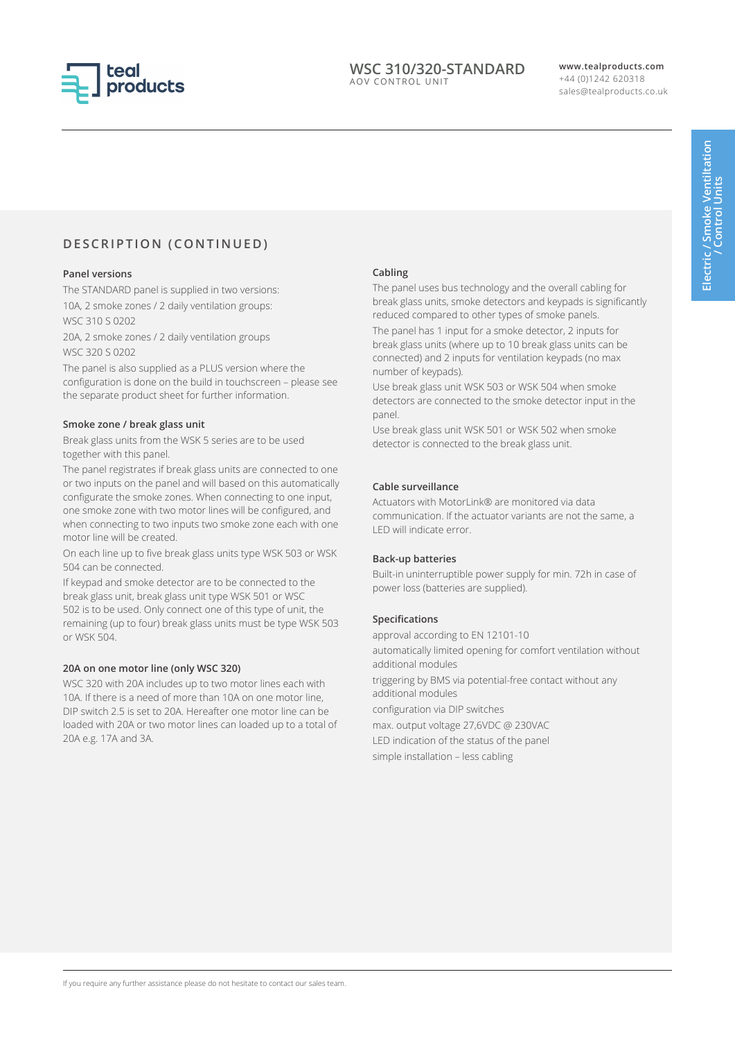## DESCRIPTION (CONTINUED)

### Panel versions

The STANDARD panel is supplied in two versions:

10A, 2 smoke zones / 2 daily ventilation groups:
WSC 310 S 0202

20A, 2 smoke zones / 2 daily ventilation groups
WSC 320 S 0202

The panel is also supplied as a PLUS version where the configuration is done on the build in touchscreen – please see the separate product sheet for further information.

### Smoke zone / break glass unit

Break glass units from the WSK 5 series are to be used together with this panel.

The panel registrates if break glass units are connected to one or two inputs on the panel and will based on this automatically configurate the smoke zones. When connecting to one input, one smoke zone with two motor lines will be configured, and when connecting to two inputs two smoke zone each with one motor line will be created.

On each line up to five break glass units type WSK 503 or WSK 504 can be connected.

If keypad and smoke detector are to be connected to the break glass unit, break glass unit type WSK 501 or WSC 502 is to be used. Only connect one of this type of unit, the remaining (up to four) break glass units must be type WSK 503 or WSK 504.

### 20A on one motor line (only WSC 320)

WSC 320 with 20A includes up to two motor lines each with 10A. If there is a need of more than 10A on one motor line, DIP switch 2.5 is set to 20A. Hereafter one motor line can be loaded with 20A or two motor lines can loaded up to a total of 20A e.g. 17A and 3A.

### Cabling

The panel uses bus technology and the overall cabling for break glass units, smoke detectors and keypads is significantly reduced compared to other types of smoke panels.

The panel has 1 input for a smoke detector, 2 inputs for break glass units (where up to 10 break glass units can be connected) and 2 inputs for ventilation keypads (no max number of keypads).

Use break glass unit WSK 503 or WSK 504 when smoke detectors are connected to the smoke detector input in the panel.

Use break glass unit WSK 501 or WSK 502 when smoke detector is connected to the break glass unit.

### Cable surveillance

Actuators with MotorLink® are monitored via data communication. If the actuator variants are not the same, a LED will indicate error.

### Back-up batteries

Built-in uninterruptible power supply for min. 72h in case of power loss (batteries are supplied).

### Specifications

- approval according to EN 12101-10
- automatically limited opening for comfort ventilation without additional modules
- triggering by BMS via potential-free contact without any additional modules
- configuration via DIP switches
- max. output voltage 27,6VDC @ 230VAC
- LED indication of the status of the panel
- simple installation – less cabling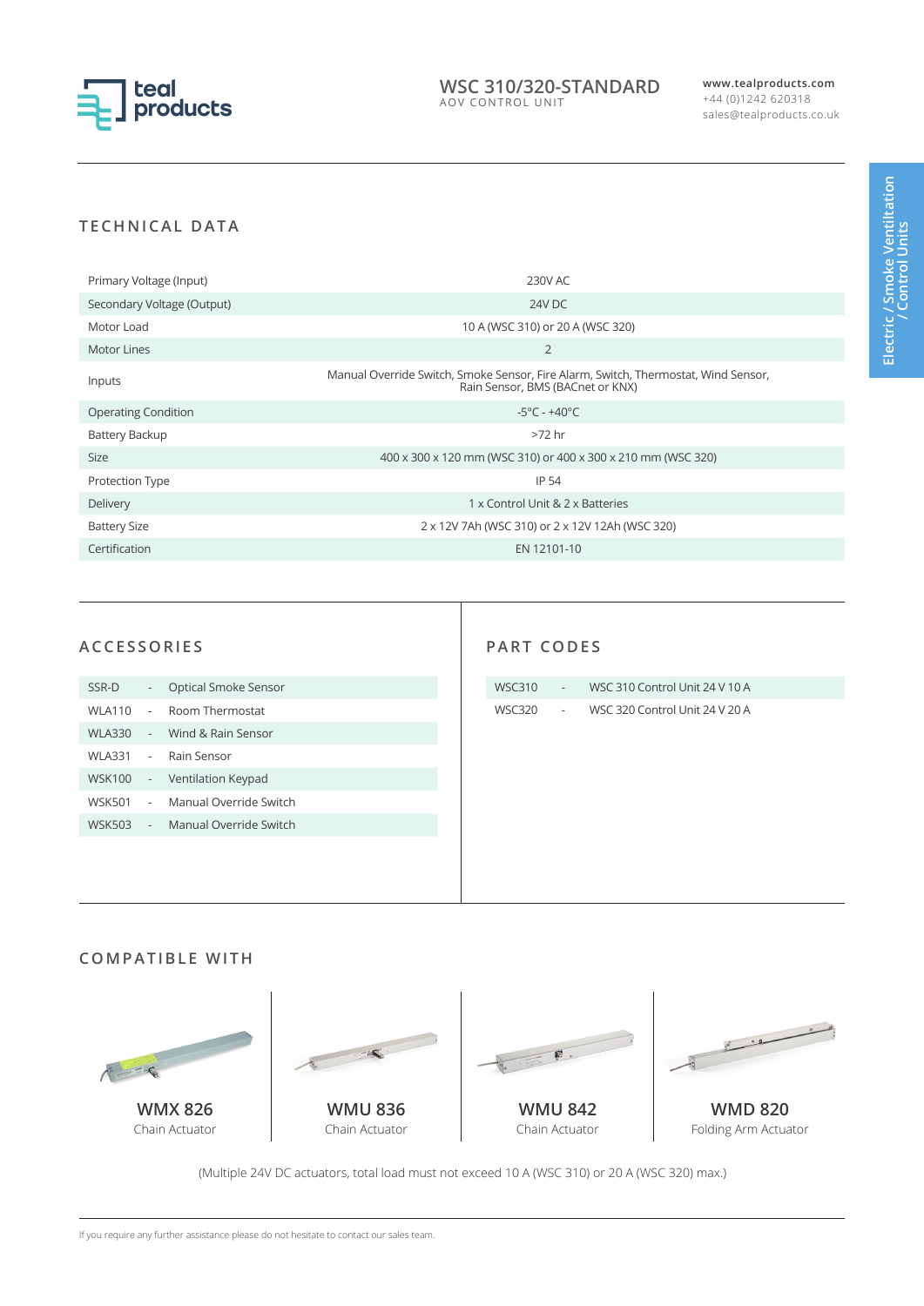# WSC 310/320-STANDARD

AOV CONTROL UNIT

www.tealproducts.com
+44 (0)1242 620318
sales@tealproducts.co.uk

Electric / Smoke Ventiltation / Control Units

## TECHNICAL DATA

| | |
|---|---|
| Primary Voltage (Input) | 230V AC |
| Secondary Voltage (Output) | 24V DC |
| Motor Load | 10 A (WSC 310) or 20 A (WSC 320) |
| Motor Lines | 2 |
| Inputs | Manual Override Switch, Smoke Sensor, Fire Alarm, Switch, Thermostat, Wind Sensor, Rain Sensor, BMS (BACnet or KNX) |
| Operating Condition | -5°C - +40°C |
| Battery Backup | >72 hr |
| Size | 400 x 300 x 120 mm (WSC 310) or 400 x 300 x 210 mm (WSC 320) |
| Protection Type | IP 54 |
| Delivery | 1 x Control Unit & 2 x Batteries |
| Battery Size | 2 x 12V 7Ah (WSC 310) or 2 x 12V 12Ah (WSC 320) |
| Certification | EN 12101-10 |

## ACCESSORIES

| | | |
|---|---|---|
| SSR-D | - | Optical Smoke Sensor |
| WLA110 | - | Room Thermostat |
| WLA330 | - | Wind & Rain Sensor |
| WLA331 | - | Rain Sensor |
| WSK100 | - | Ventilation Keypad |
| WSK501 | - | Manual Override Switch |
| WSK503 | - | Manual Override Switch |

## PART CODES

| | | |
|---|---|---|
| WSC310 | - | WSC 310 Control Unit 24 V 10 A |
| WSC320 | - | WSC 320 Control Unit 24 V 20 A |

## COMPATIBLE WITH

**WMX 826**
Chain Actuator

**WMU 836**
Chain Actuator

**WMU 842**
Chain Actuator

**WMD 820**
Folding Arm Actuator

(Multiple 24V DC actuators, total load must not exceed 10 A (WSC 310) or 20 A (WSC 320) max.)

If you require any further assistance please do not hesitate to contact our sales team.